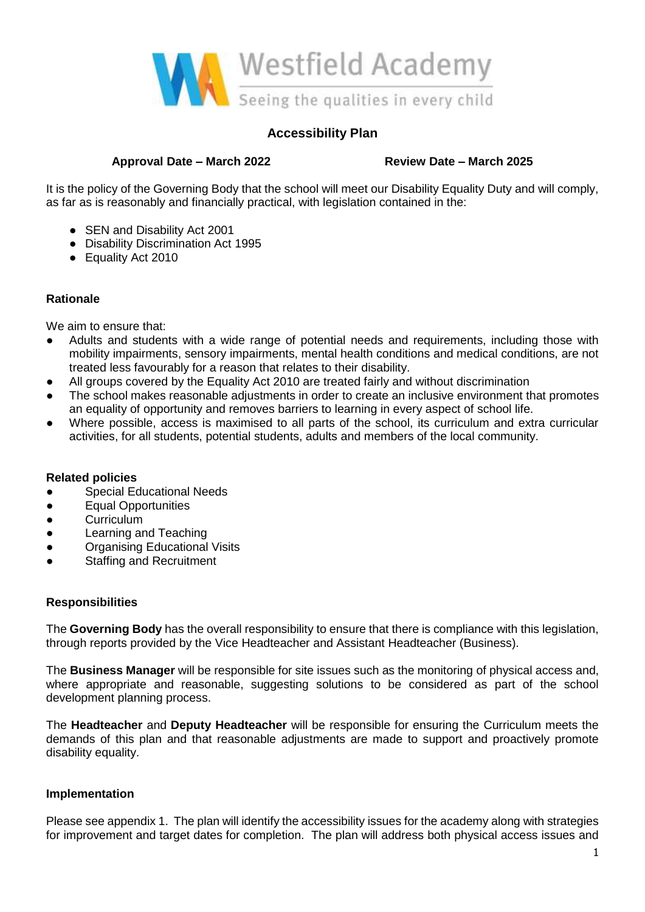Westfield Academy

Seeing the qualities in every child

# Accessibility Plan

**Approval Date – March 2022** **Review Date – March 2025**

It is the policy of the Governing Body that the school will meet our Disability Equality Duty and will comply, as far as is reasonably and financially practical, with legislation contained in the:

- SEN and Disability Act 2001
- Disability Discrimination Act 1995
- Equality Act 2010

## Rationale

We aim to ensure that:

- Adults and students with a wide range of potential needs and requirements, including those with mobility impairments, sensory impairments, mental health conditions and medical conditions, are not treated less favourably for a reason that relates to their disability.
- All groups covered by the Equality Act 2010 are treated fairly and without discrimination
- The school makes reasonable adjustments in order to create an inclusive environment that promotes an equality of opportunity and removes barriers to learning in every aspect of school life.
- Where possible, access is maximised to all parts of the school, its curriculum and extra curricular activities, for all students, potential students, adults and members of the local community.

## Related policies

- Special Educational Needs
- Equal Opportunities
- Curriculum
- Learning and Teaching
- Organising Educational Visits
- Staffing and Recruitment

## Responsibilities

The **Governing Body** has the overall responsibility to ensure that there is compliance with this legislation, through reports provided by the Vice Headteacher and Assistant Headteacher (Business).

The **Business Manager** will be responsible for site issues such as the monitoring of physical access and, where appropriate and reasonable, suggesting solutions to be considered as part of the school development planning process.

The **Headteacher** and **Deputy Headteacher** will be responsible for ensuring the Curriculum meets the demands of this plan and that reasonable adjustments are made to support and proactively promote disability equality.

## Implementation

Please see appendix 1. The plan will identify the accessibility issues for the academy along with strategies for improvement and target dates for completion. The plan will address both physical access issues and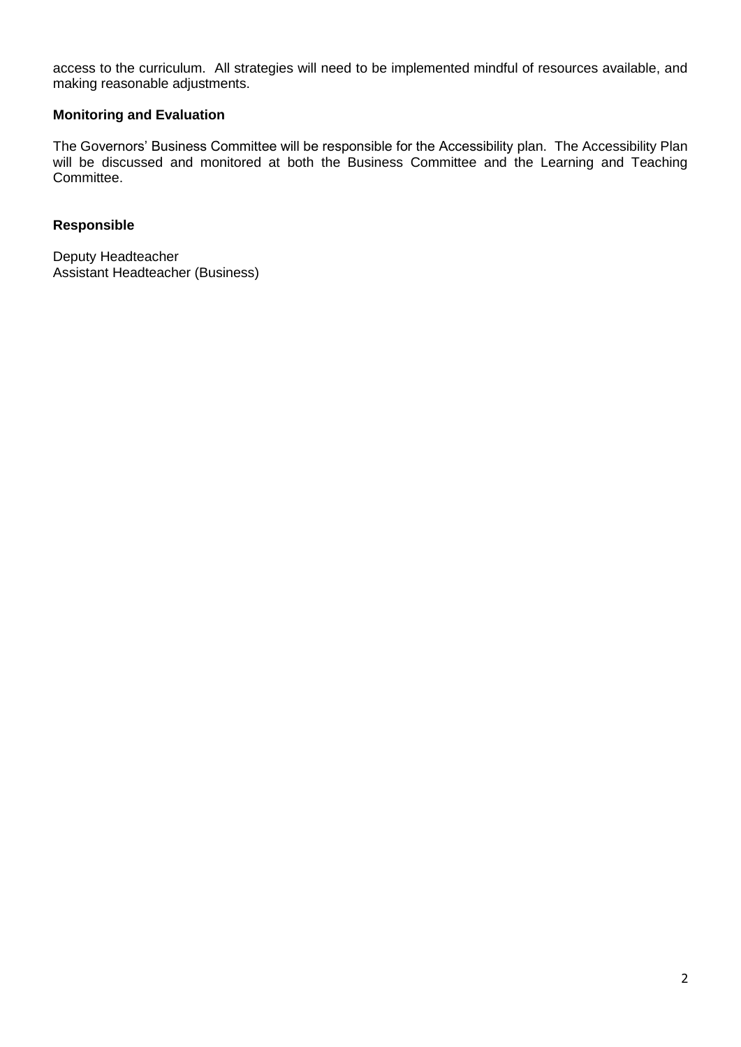access to the curriculum. All strategies will need to be implemented mindful of resources available, and making reasonable adjustments.

### Monitoring and Evaluation

The Governors' Business Committee will be responsible for the Accessibility plan. The Accessibility Plan will be discussed and monitored at both the Business Committee and the Learning and Teaching Committee.

### Responsible

Deputy Headteacher
Assistant Headteacher (Business)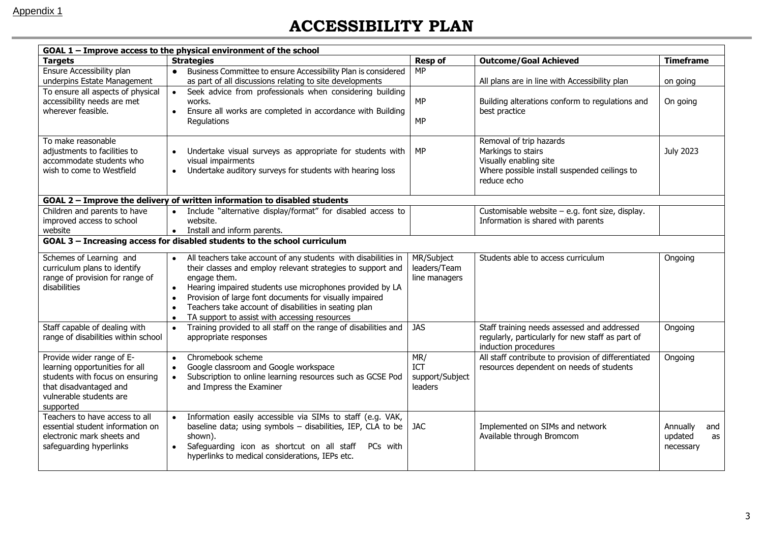Appendix 1

# ACCESSIBILITY PLAN

| Targets | Strategies | Resp of | Outcome/Goal Achieved | Timeframe |
|---|---|---|---|---|
| **GOAL 1 – Improve access to the physical environment of the school** | | | | |
| Ensure Accessibility plan underpins Estate Management | • Business Committee to ensure Accessibility Plan is considered as part of all discussions relating to site developments | MP | All plans are in line with Accessibility plan | on going |
| To ensure all aspects of physical accessibility needs are met wherever feasible. | • Seek advice from professionals when considering building works.<br>• Ensure all works are completed in accordance with Building Regulations | MP<br>MP | Building alterations conform to regulations and best practice | On going |
| To make reasonable adjustments to facilities to accommodate students who wish to come to Westfield | • Undertake visual surveys as appropriate for students with visual impairments<br>• Undertake auditory surveys for students with hearing loss | MP | Removal of trip hazards<br>Markings to stairs<br>Visually enabling site<br>Where possible install suspended ceilings to reduce echo | July 2023 |
| **GOAL 2 – Improve the delivery of written information to disabled students** | | | | |
| Children and parents to have improved access to school website | • Include "alternative display/format" for disabled access to website.<br>• Install and inform parents. | | Customisable website – e.g. font size, display.<br>Information is shared with parents | |
| **GOAL 3 – Increasing access for disabled students to the school curriculum** | | | | |
| Schemes of Learning and curriculum plans to identify range of provision for range of disabilities | • All teachers take account of any students with disabilities in their classes and employ relevant strategies to support and engage them.<br>• Hearing impaired students use microphones provided by LA<br>• Provision of large font documents for visually impaired<br>• Teachers take account of disabilities in seating plan<br>• TA support to assist with accessing resources | MR/Subject leaders/Team line managers | Students able to access curriculum | Ongoing |
| Staff capable of dealing with range of disabilities within school | • Training provided to all staff on the range of disabilities and appropriate responses | JAS | Staff training needs assessed and addressed regularly, particularly for new staff as part of induction procedures | Ongoing |
| Provide wider range of E-learning opportunities for all students with focus on ensuring that disadvantaged and vulnerable students are supported | • Chromebook scheme<br>• Google classroom and Google workspace<br>• Subscription to online learning resources such as GCSE Pod and Impress the Examiner | MR/ ICT support/Subject leaders | All staff contribute to provision of differentiated resources dependent on needs of students | Ongoing |
| Teachers to have access to all essential student information on electronic mark sheets and safeguarding hyperlinks | • Information easily accessible via SIMs to staff (e.g. VAK, baseline data; using symbols – disabilities, IEP, CLA to be shown).<br>• Safeguarding icon as shortcut on all staff PCs with hyperlinks to medical considerations, IEPs etc. | JAC | Implemented on SIMs and network<br>Available through Bromcom | Annually and updated as necessary |